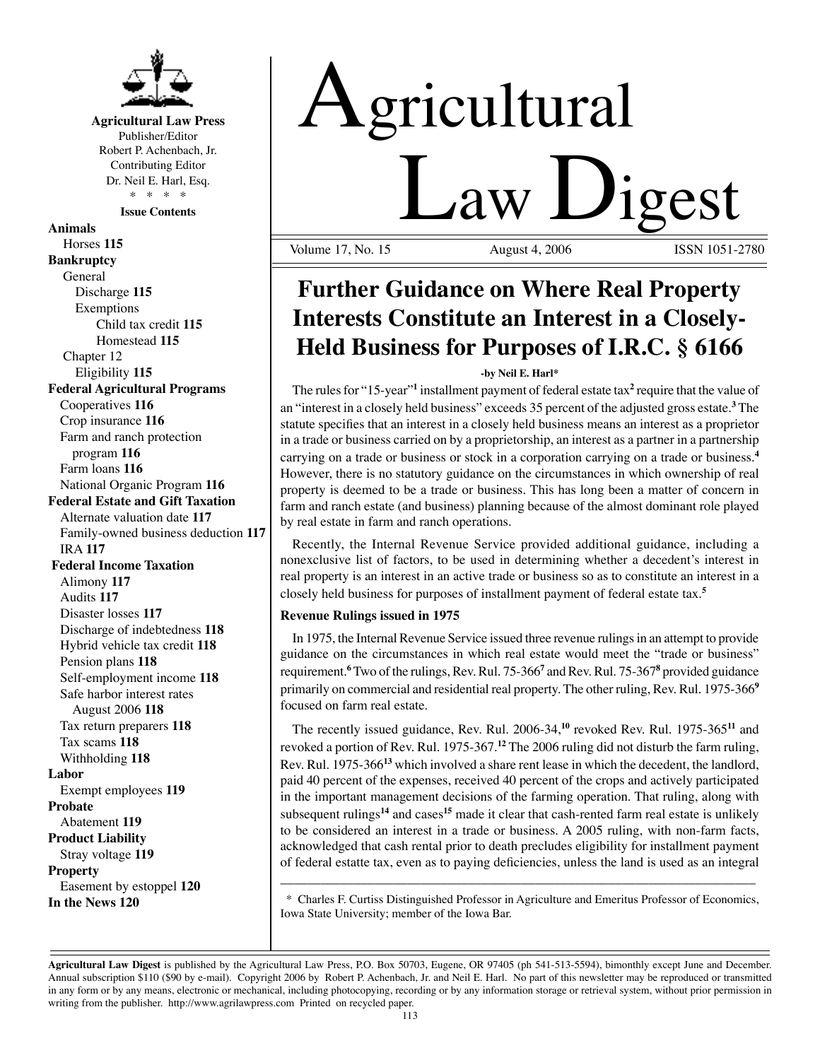**Agricultural Law Press**
Publisher/Editor
Robert P. Achenbach, Jr.
Contributing Editor
Dr. Neil E. Harl, Esq.
\* \* \* \*

**Issue Contents**

**Animals**
Horses **115**
**Bankruptcy**
General
Discharge **115**
Exemptions
Child tax credit **115**
Homestead **115**
Chapter 12
Eligibility **115**
**Federal Agricultural Programs**
Cooperatives **116**
Crop insurance **116**
Farm and ranch protection program **116**
Farm loans **116**
National Organic Program **116**
**Federal Estate and Gift Taxation**
Alternate valuation date **117**
Family-owned business deduction **117**
IRA **117**
**Federal Income Taxation**
Alimony **117**
Audits **117**
Disaster losses **117**
Discharge of indebtedness **118**
Hybrid vehicle tax credit **118**
Pension plans **118**
Self-employment income **118**
Safe harbor interest rates August 2006 **118**
Tax return preparers **118**
Tax scams **118**
Withholding **118**
**Labor**
Exempt employees **119**
**Probate**
Abatement **119**
**Product Liability**
Stray voltage **119**
**Property**
Easement by estoppel **120**
**In the News 120**

# Agricultural Law Digest

Volume 17, No. 15 August 4, 2006 ISSN 1051-2780

## Further Guidance on Where Real Property Interests Constitute an Interest in a Closely-Held Business for Purposes of I.R.C. § 6166

**-by Neil E. Harl\***

The rules for "15-year"[1] installment payment of federal estate tax[2] require that the value of an "interest in a closely held business" exceeds 35 percent of the adjusted gross estate.[3] The statute specifies that an interest in a closely held business means an interest as a proprietor in a trade or business carried on by a proprietorship, an interest as a partner in a partnership carrying on a trade or business or stock in a corporation carrying on a trade or business.[4] However, there is no statutory guidance on the circumstances in which ownership of real property is deemed to be a trade or business. This has long been a matter of concern in farm and ranch estate (and business) planning because of the almost dominant role played by real estate in farm and ranch operations.

Recently, the Internal Revenue Service provided additional guidance, including a nonexclusive list of factors, to be used in determining whether a decedent's interest in real property is an interest in an active trade or business so as to constitute an interest in a closely held business for purposes of installment payment of federal estate tax.[5]

### Revenue Rulings issued in 1975

In 1975, the Internal Revenue Service issued three revenue rulings in an attempt to provide guidance on the circumstances in which real estate would meet the "trade or business" requirement.[6] Two of the rulings, Rev. Rul. 75-366[7] and Rev. Rul. 75-367[8] provided guidance primarily on commercial and residential real property. The other ruling, Rev. Rul. 1975-366[9] focused on farm real estate.

The recently issued guidance, Rev. Rul. 2006-34,[10] revoked Rev. Rul. 1975-365[11] and revoked a portion of Rev. Rul. 1975-367.[12] The 2006 ruling did not disturb the farm ruling, Rev. Rul. 1975-366[13] which involved a share rent lease in which the decedent, the landlord, paid 40 percent of the expenses, received 40 percent of the crops and actively participated in the important management decisions of the farming operation. That ruling, along with subsequent rulings[14] and cases[15] made it clear that cash-rented farm real estate is unlikely to be considered an interest in a trade or business. A 2005 ruling, with non-farm facts, acknowledged that cash rental prior to death precludes eligibility for installment payment of federal estatte tax, even as to paying deficiencies, unless the land is used as an integral

\* Charles F. Curtiss Distinguished Professor in Agriculture and Emeritus Professor of Economics, Iowa State University; member of the Iowa Bar.

**Agricultural Law Digest** is published by the Agricultural Law Press, P.O. Box 50703, Eugene, OR 97405 (ph 541-513-5594), bimonthly except June and December. Annual subscription $110 ($90 by e-mail). Copyright 2006 by Robert P. Achenbach, Jr. and Neil E. Harl. No part of this newsletter may be reproduced or transmitted in any form or by any means, electronic or mechanical, including photocopying, recording or by any information storage or retrieval system, without prior permission in writing from the publisher. http://www.agrilawpress.com Printed on recycled paper.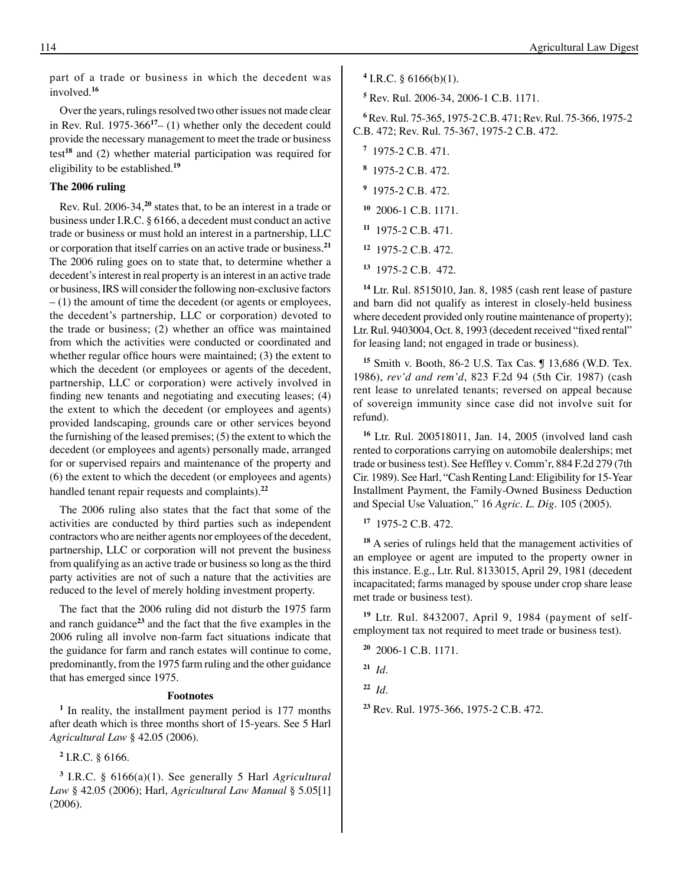part of a trade or business in which the decedent was involved.[16]

Over the years, rulings resolved two other issues not made clear in Rev. Rul. 1975-366[17]– (1) whether only the decedent could provide the necessary management to meet the trade or business test[18] and (2) whether material participation was required for eligibility to be established.[19]

**The 2006 ruling**

Rev. Rul. 2006-34,[20] states that, to be an interest in a trade or business under I.R.C. § 6166, a decedent must conduct an active trade or business or must hold an interest in a partnership, LLC or corporation that itself carries on an active trade or business.[21] The 2006 ruling goes on to state that, to determine whether a decedent's interest in real property is an interest in an active trade or business, IRS will consider the following non-exclusive factors – (1) the amount of time the decedent (or agents or employees, the decedent's partnership, LLC or corporation) devoted to the trade or business; (2) whether an office was maintained from which the activities were conducted or coordinated and whether regular office hours were maintained; (3) the extent to which the decedent (or employees or agents of the decedent, partnership, LLC or corporation) were actively involved in finding new tenants and negotiating and executing leases; (4) the extent to which the decedent (or employees and agents) provided landscaping, grounds care or other services beyond the furnishing of the leased premises; (5) the extent to which the decedent (or employees and agents) personally made, arranged for or supervised repairs and maintenance of the property and (6) the extent to which the decedent (or employees and agents) handled tenant repair requests and complaints).[22]

The 2006 ruling also states that the fact that some of the activities are conducted by third parties such as independent contractors who are neither agents nor employees of the decedent, partnership, LLC or corporation will not prevent the business from qualifying as an active trade or business so long as the third party activities are not of such a nature that the activities are reduced to the level of merely holding investment property.

The fact that the 2006 ruling did not disturb the 1975 farm and ranch guidance[23] and the fact that the five examples in the 2006 ruling all involve non-farm fact situations indicate that the guidance for farm and ranch estates will continue to come, predominantly, from the 1975 farm ruling and the other guidance that has emerged since 1975.

**Footnotes**

[1] In reality, the installment payment period is 177 months after death which is three months short of 15-years. See 5 Harl *Agricultural Law* § 42.05 (2006).

[2] I.R.C. § 6166.

[3] I.R.C. § 6166(a)(1). See generally 5 Harl *Agricultural Law* § 42.05 (2006); Harl, *Agricultural Law Manual* § 5.05[1] (2006).

[4] I.R.C. § 6166(b)(1).

[5] Rev. Rul. 2006-34, 2006-1 C.B. 1171.

[6] Rev. Rul. 75-365, 1975-2 C.B. 471; Rev. Rul. 75-366, 1975-2 C.B. 472; Rev. Rul. 75-367, 1975-2 C.B. 472.

[7] 1975-2 C.B. 471.

[8] 1975-2 C.B. 472.

[9] 1975-2 C.B. 472.

[10] 2006-1 C.B. 1171.

[11] 1975-2 C.B. 471.

[12] 1975-2 C.B. 472.

[13] 1975-2 C.B. 472.

[14] Ltr. Rul. 8515010, Jan. 8, 1985 (cash rent lease of pasture and barn did not qualify as interest in closely-held business where decedent provided only routine maintenance of property); Ltr. Rul. 9403004, Oct. 8, 1993 (decedent received "fixed rental" for leasing land; not engaged in trade or business).

[15] Smith v. Booth, 86-2 U.S. Tax Cas. ¶ 13,686 (W.D. Tex. 1986), *rev'd and rem'd*, 823 F.2d 94 (5th Cir. 1987) (cash rent lease to unrelated tenants; reversed on appeal because of sovereign immunity since case did not involve suit for refund).

[16] Ltr. Rul. 200518011, Jan. 14, 2005 (involved land cash rented to corporations carrying on automobile dealerships; met trade or business test). See Heffley v. Comm'r, 884 F.2d 279 (7th Cir. 1989). See Harl, "Cash Renting Land: Eligibility for 15-Year Installment Payment, the Family-Owned Business Deduction and Special Use Valuation," 16 *Agric. L. Dig*. 105 (2005).

[17] 1975-2 C.B. 472.

[18] A series of rulings held that the management activities of an employee or agent are imputed to the property owner in this instance. E.g., Ltr. Rul. 8133015, April 29, 1981 (decedent incapacitated; farms managed by spouse under crop share lease met trade or business test).

[19] Ltr. Rul. 8432007, April 9, 1984 (payment of self-employment tax not required to meet trade or business test).

[20] 2006-1 C.B. 1171.

[21] *Id*.

[22] *Id*.

[23] Rev. Rul. 1975-366, 1975-2 C.B. 472.